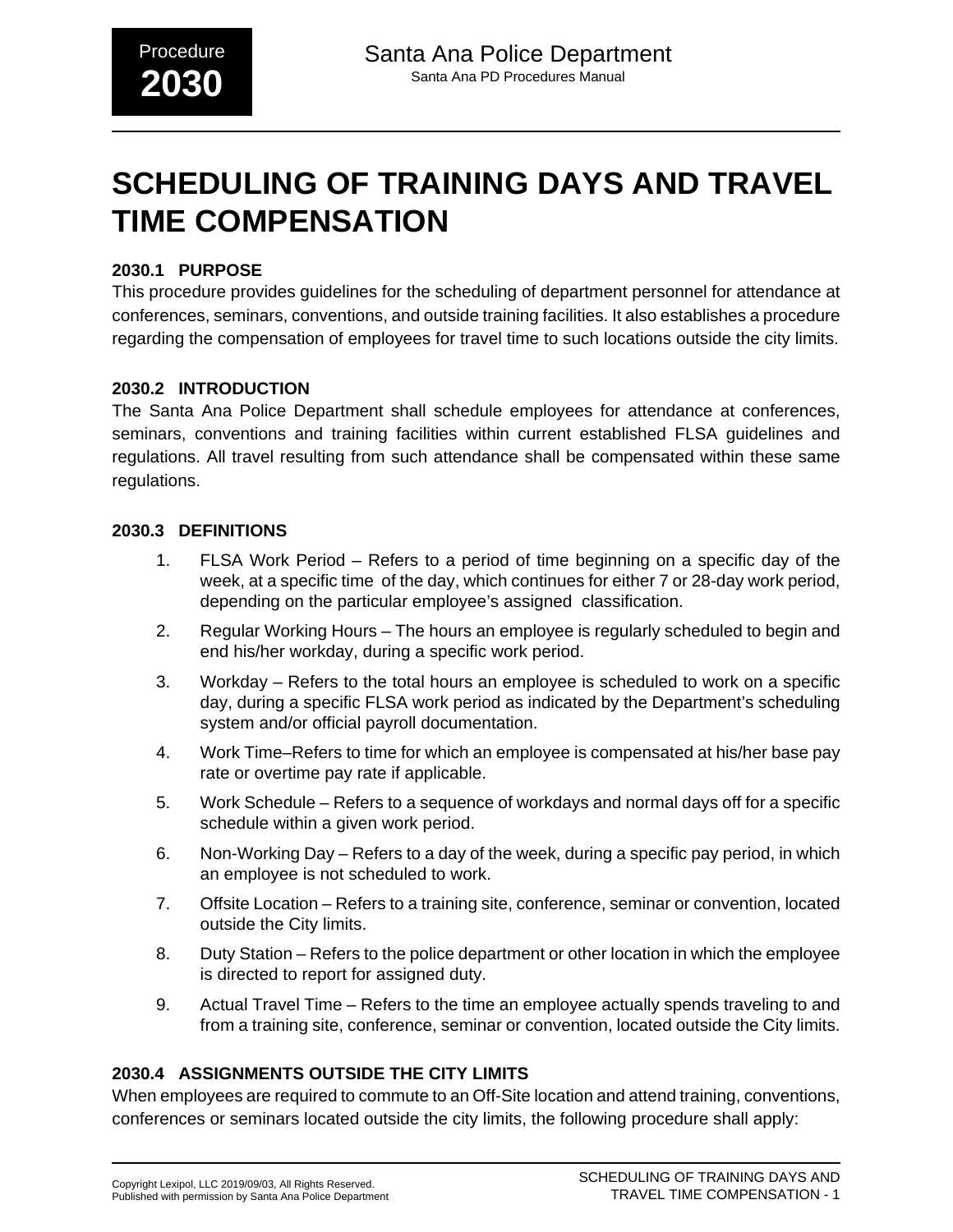# SCHEDULING OF TRAINING DAYS AND TRAVEL TIME COMPENSATION

## 2030.1 PURPOSE

This procedure provides guidelines for the scheduling of department personnel for attendance at conferences, seminars, conventions, and outside training facilities. It also establishes a procedure regarding the compensation of employees for travel time to such locations outside the city limits.

## 2030.2 INTRODUCTION

The Santa Ana Police Department shall schedule employees for attendance at conferences, seminars, conventions and training facilities within current established FLSA guidelines and regulations. All travel resulting from such attendance shall be compensated within these same regulations.

## 2030.3 DEFINITIONS

1. FLSA Work Period – Refers to a period of time beginning on a specific day of the week, at a specific time of the day, which continues for either 7 or 28-day work period, depending on the particular employee's assigned classification.
2. Regular Working Hours – The hours an employee is regularly scheduled to begin and end his/her workday, during a specific work period.
3. Workday – Refers to the total hours an employee is scheduled to work on a specific day, during a specific FLSA work period as indicated by the Department's scheduling system and/or official payroll documentation.
4. Work Time–Refers to time for which an employee is compensated at his/her base pay rate or overtime pay rate if applicable.
5. Work Schedule – Refers to a sequence of workdays and normal days off for a specific schedule within a given work period.
6. Non-Working Day – Refers to a day of the week, during a specific pay period, in which an employee is not scheduled to work.
7. Offsite Location – Refers to a training site, conference, seminar or convention, located outside the City limits.
8. Duty Station – Refers to the police department or other location in which the employee is directed to report for assigned duty.
9. Actual Travel Time – Refers to the time an employee actually spends traveling to and from a training site, conference, seminar or convention, located outside the City limits.

## 2030.4 ASSIGNMENTS OUTSIDE THE CITY LIMITS

When employees are required to commute to an Off-Site location and attend training, conventions, conferences or seminars located outside the city limits, the following procedure shall apply: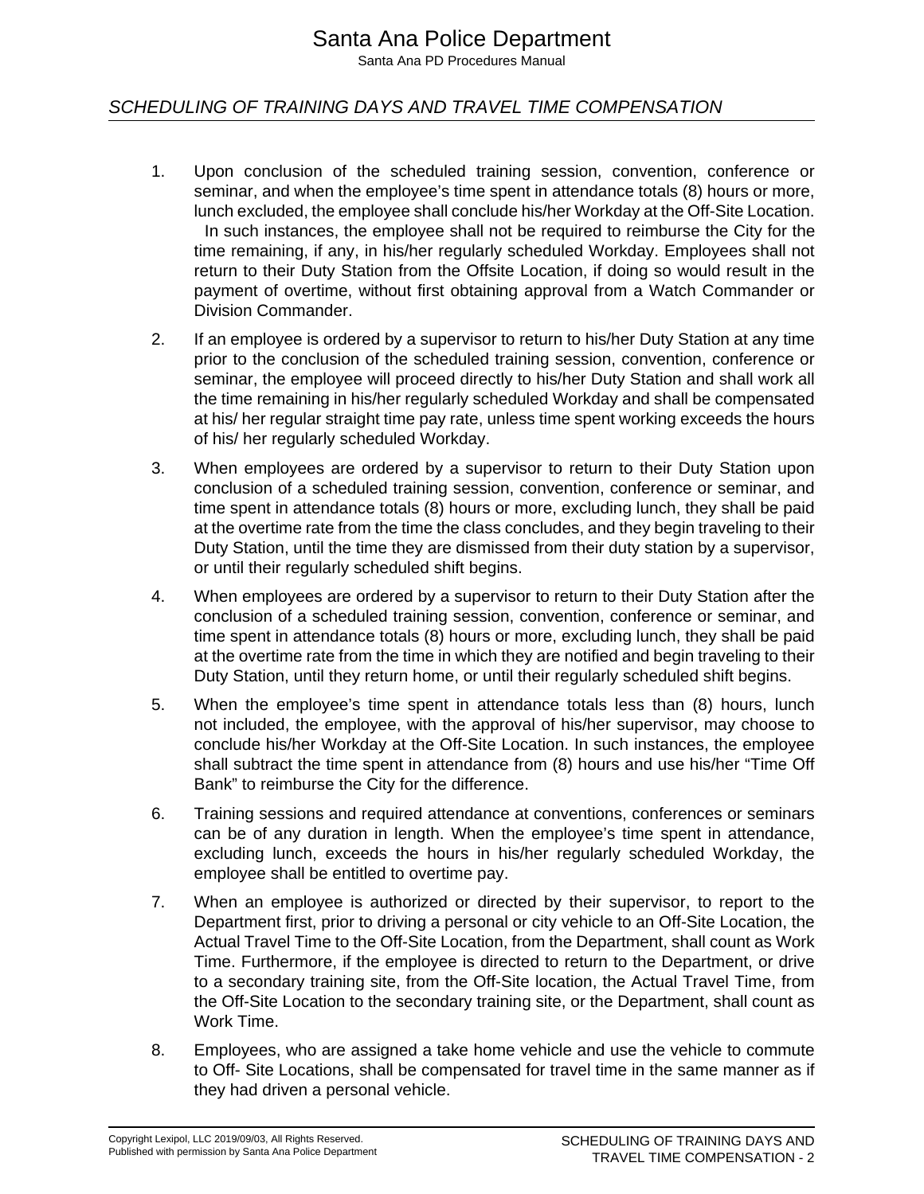1. Upon conclusion of the scheduled training session, convention, conference or seminar, and when the employee's time spent in attendance totals (8) hours or more, lunch excluded, the employee shall conclude his/her Workday at the Off-Site Location. In such instances, the employee shall not be required to reimburse the City for the time remaining, if any, in his/her regularly scheduled Workday. Employees shall not return to their Duty Station from the Offsite Location, if doing so would result in the payment of overtime, without first obtaining approval from a Watch Commander or Division Commander.

2. If an employee is ordered by a supervisor to return to his/her Duty Station at any time prior to the conclusion of the scheduled training session, convention, conference or seminar, the employee will proceed directly to his/her Duty Station and shall work all the time remaining in his/her regularly scheduled Workday and shall be compensated at his/ her regular straight time pay rate, unless time spent working exceeds the hours of his/ her regularly scheduled Workday.

3. When employees are ordered by a supervisor to return to their Duty Station upon conclusion of a scheduled training session, convention, conference or seminar, and time spent in attendance totals (8) hours or more, excluding lunch, they shall be paid at the overtime rate from the time the class concludes, and they begin traveling to their Duty Station, until the time they are dismissed from their duty station by a supervisor, or until their regularly scheduled shift begins.

4. When employees are ordered by a supervisor to return to their Duty Station after the conclusion of a scheduled training session, convention, conference or seminar, and time spent in attendance totals (8) hours or more, excluding lunch, they shall be paid at the overtime rate from the time in which they are notified and begin traveling to their Duty Station, until they return home, or until their regularly scheduled shift begins.

5. When the employee's time spent in attendance totals less than (8) hours, lunch not included, the employee, with the approval of his/her supervisor, may choose to conclude his/her Workday at the Off-Site Location. In such instances, the employee shall subtract the time spent in attendance from (8) hours and use his/her "Time Off Bank" to reimburse the City for the difference.

6. Training sessions and required attendance at conventions, conferences or seminars can be of any duration in length. When the employee's time spent in attendance, excluding lunch, exceeds the hours in his/her regularly scheduled Workday, the employee shall be entitled to overtime pay.

7. When an employee is authorized or directed by their supervisor, to report to the Department first, prior to driving a personal or city vehicle to an Off-Site Location, the Actual Travel Time to the Off-Site Location, from the Department, shall count as Work Time. Furthermore, if the employee is directed to return to the Department, or drive to a secondary training site, from the Off-Site location, the Actual Travel Time, from the Off-Site Location to the secondary training site, or the Department, shall count as Work Time.

8. Employees, who are assigned a take home vehicle and use the vehicle to commute to Off- Site Locations, shall be compensated for travel time in the same manner as if they had driven a personal vehicle.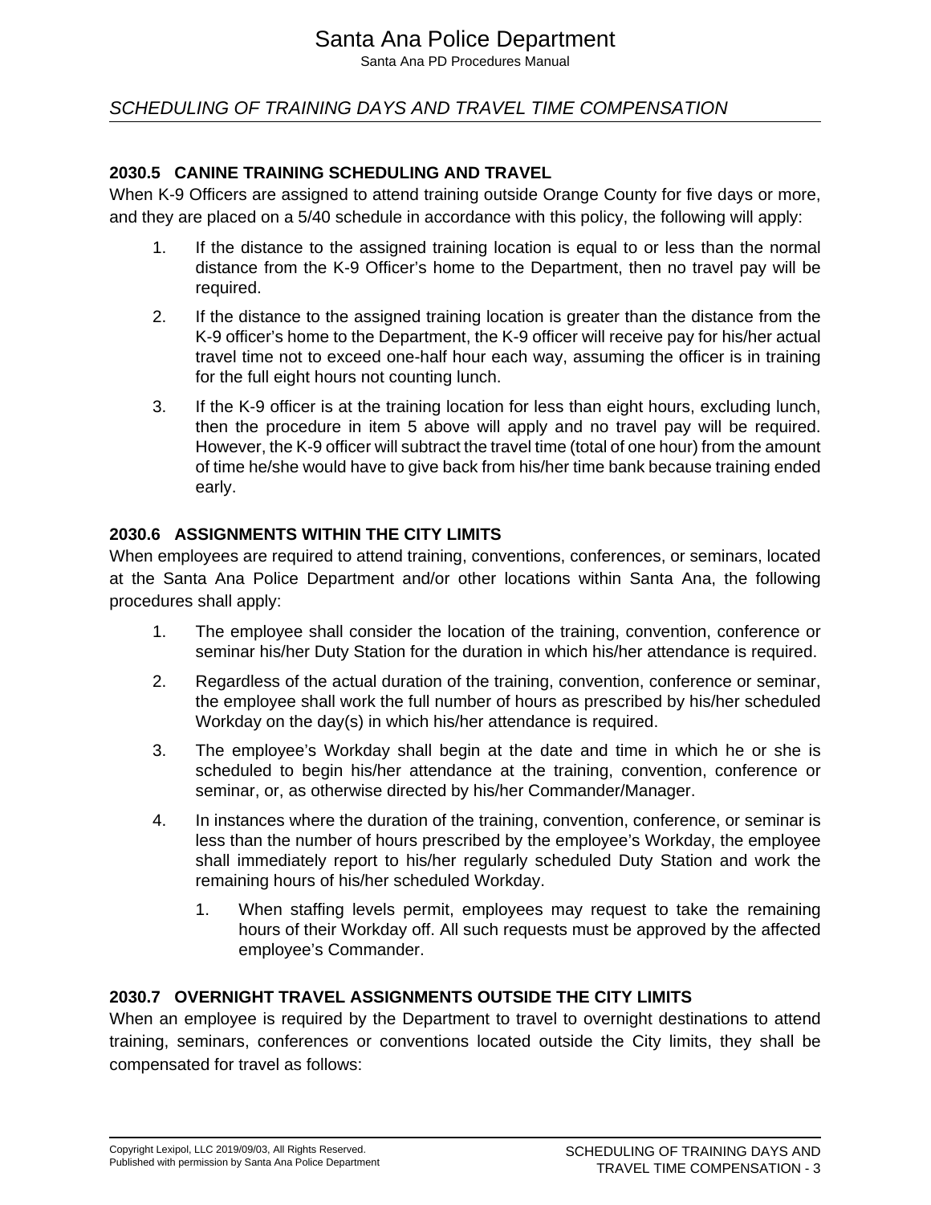## 2030.5 CANINE TRAINING SCHEDULING AND TRAVEL

When K-9 Officers are assigned to attend training outside Orange County for five days or more, and they are placed on a 5/40 schedule in accordance with this policy, the following will apply:

1. If the distance to the assigned training location is equal to or less than the normal distance from the K-9 Officer's home to the Department, then no travel pay will be required.
2. If the distance to the assigned training location is greater than the distance from the K-9 officer's home to the Department, the K-9 officer will receive pay for his/her actual travel time not to exceed one-half hour each way, assuming the officer is in training for the full eight hours not counting lunch.
3. If the K-9 officer is at the training location for less than eight hours, excluding lunch, then the procedure in item 5 above will apply and no travel pay will be required. However, the K-9 officer will subtract the travel time (total of one hour) from the amount of time he/she would have to give back from his/her time bank because training ended early.

## 2030.6 ASSIGNMENTS WITHIN THE CITY LIMITS

When employees are required to attend training, conventions, conferences, or seminars, located at the Santa Ana Police Department and/or other locations within Santa Ana, the following procedures shall apply:

1. The employee shall consider the location of the training, convention, conference or seminar his/her Duty Station for the duration in which his/her attendance is required.
2. Regardless of the actual duration of the training, convention, conference or seminar, the employee shall work the full number of hours as prescribed by his/her scheduled Workday on the day(s) in which his/her attendance is required.
3. The employee's Workday shall begin at the date and time in which he or she is scheduled to begin his/her attendance at the training, convention, conference or seminar, or, as otherwise directed by his/her Commander/Manager.
4. In instances where the duration of the training, convention, conference, or seminar is less than the number of hours prescribed by the employee's Workday, the employee shall immediately report to his/her regularly scheduled Duty Station and work the remaining hours of his/her scheduled Workday.
    1. When staffing levels permit, employees may request to take the remaining hours of their Workday off. All such requests must be approved by the affected employee's Commander.

## 2030.7 OVERNIGHT TRAVEL ASSIGNMENTS OUTSIDE THE CITY LIMITS

When an employee is required by the Department to travel to overnight destinations to attend training, seminars, conferences or conventions located outside the City limits, they shall be compensated for travel as follows: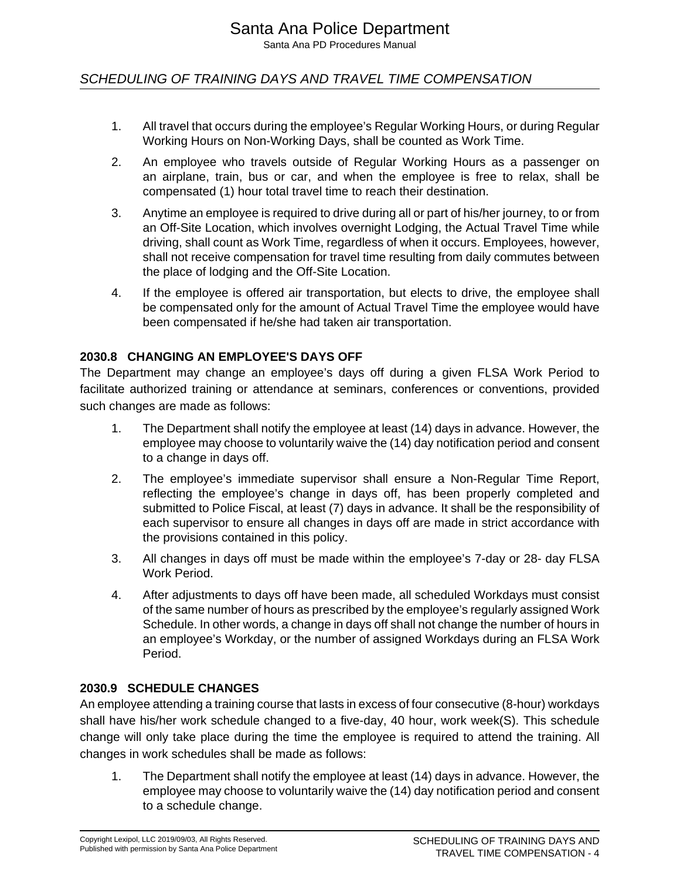1. All travel that occurs during the employee's Regular Working Hours, or during Regular Working Hours on Non-Working Days, shall be counted as Work Time.

2. An employee who travels outside of Regular Working Hours as a passenger on an airplane, train, bus or car, and when the employee is free to relax, shall be compensated (1) hour total travel time to reach their destination.

3. Anytime an employee is required to drive during all or part of his/her journey, to or from an Off-Site Location, which involves overnight Lodging, the Actual Travel Time while driving, shall count as Work Time, regardless of when it occurs. Employees, however, shall not receive compensation for travel time resulting from daily commutes between the place of lodging and the Off-Site Location.

4. If the employee is offered air transportation, but elects to drive, the employee shall be compensated only for the amount of Actual Travel Time the employee would have been compensated if he/she had taken air transportation.

### 2030.8 CHANGING AN EMPLOYEE'S DAYS OFF

The Department may change an employee's days off during a given FLSA Work Period to facilitate authorized training or attendance at seminars, conferences or conventions, provided such changes are made as follows:

1. The Department shall notify the employee at least (14) days in advance. However, the employee may choose to voluntarily waive the (14) day notification period and consent to a change in days off.

2. The employee's immediate supervisor shall ensure a Non-Regular Time Report, reflecting the employee's change in days off, has been properly completed and submitted to Police Fiscal, at least (7) days in advance. It shall be the responsibility of each supervisor to ensure all changes in days off are made in strict accordance with the provisions contained in this policy.

3. All changes in days off must be made within the employee's 7-day or 28- day FLSA Work Period.

4. After adjustments to days off have been made, all scheduled Workdays must consist of the same number of hours as prescribed by the employee's regularly assigned Work Schedule. In other words, a change in days off shall not change the number of hours in an employee's Workday, or the number of assigned Workdays during an FLSA Work Period.

### 2030.9 SCHEDULE CHANGES

An employee attending a training course that lasts in excess of four consecutive (8-hour) workdays shall have his/her work schedule changed to a five-day, 40 hour, work week(S). This schedule change will only take place during the time the employee is required to attend the training. All changes in work schedules shall be made as follows:

1. The Department shall notify the employee at least (14) days in advance. However, the employee may choose to voluntarily waive the (14) day notification period and consent to a schedule change.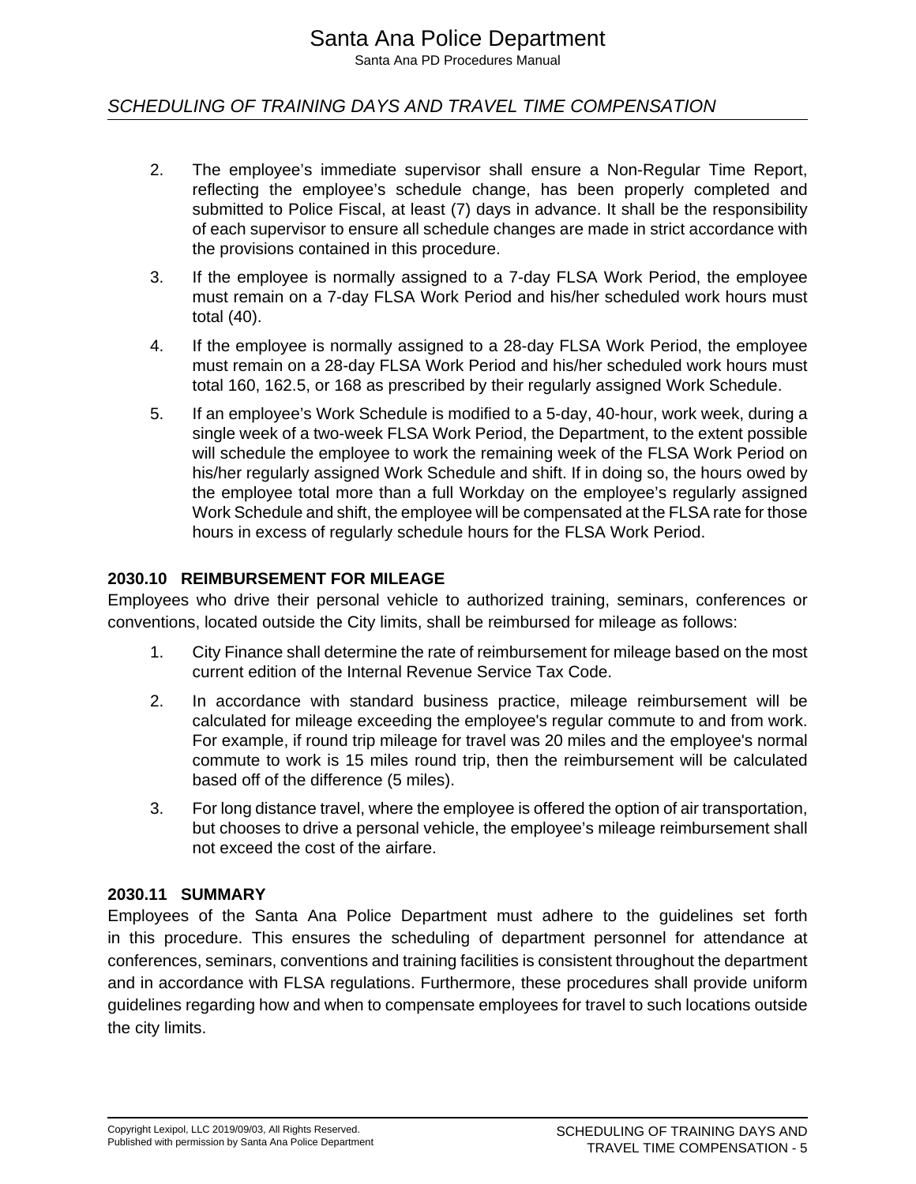2. The employee's immediate supervisor shall ensure a Non-Regular Time Report, reflecting the employee's schedule change, has been properly completed and submitted to Police Fiscal, at least (7) days in advance. It shall be the responsibility of each supervisor to ensure all schedule changes are made in strict accordance with the provisions contained in this procedure.

3. If the employee is normally assigned to a 7-day FLSA Work Period, the employee must remain on a 7-day FLSA Work Period and his/her scheduled work hours must total (40).

4. If the employee is normally assigned to a 28-day FLSA Work Period, the employee must remain on a 28-day FLSA Work Period and his/her scheduled work hours must total 160, 162.5, or 168 as prescribed by their regularly assigned Work Schedule.

5. If an employee's Work Schedule is modified to a 5-day, 40-hour, work week, during a single week of a two-week FLSA Work Period, the Department, to the extent possible will schedule the employee to work the remaining week of the FLSA Work Period on his/her regularly assigned Work Schedule and shift. If in doing so, the hours owed by the employee total more than a full Workday on the employee's regularly assigned Work Schedule and shift, the employee will be compensated at the FLSA rate for those hours in excess of regularly schedule hours for the FLSA Work Period.

### 2030.10 REIMBURSEMENT FOR MILEAGE

Employees who drive their personal vehicle to authorized training, seminars, conferences or conventions, located outside the City limits, shall be reimbursed for mileage as follows:

1. City Finance shall determine the rate of reimbursement for mileage based on the most current edition of the Internal Revenue Service Tax Code.

2. In accordance with standard business practice, mileage reimbursement will be calculated for mileage exceeding the employee's regular commute to and from work. For example, if round trip mileage for travel was 20 miles and the employee's normal commute to work is 15 miles round trip, then the reimbursement will be calculated based off of the difference (5 miles).

3. For long distance travel, where the employee is offered the option of air transportation, but chooses to drive a personal vehicle, the employee's mileage reimbursement shall not exceed the cost of the airfare.

### 2030.11 SUMMARY

Employees of the Santa Ana Police Department must adhere to the guidelines set forth in this procedure. This ensures the scheduling of department personnel for attendance at conferences, seminars, conventions and training facilities is consistent throughout the department and in accordance with FLSA regulations. Furthermore, these procedures shall provide uniform guidelines regarding how and when to compensate employees for travel to such locations outside the city limits.